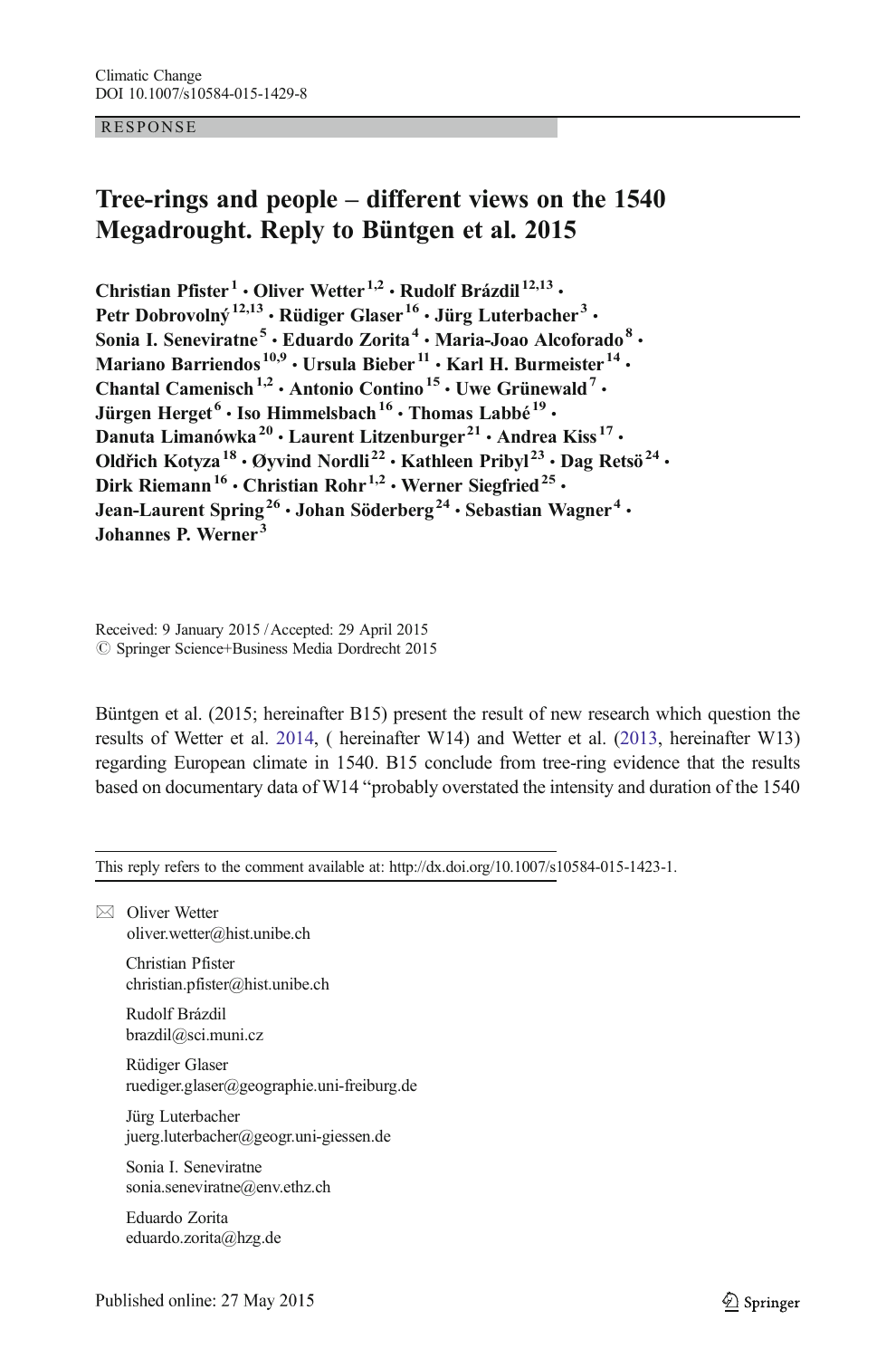Climatic Change
DOI 10.1007/s10584-015-1429-8

RESPONSE

# Tree-rings and people – different views on the 1540 Megadrought. Reply to Büntgen et al. 2015

**Christian Pfister[1] · Oliver Wetter[1,2] · Rudolf Brázdil[12,13] · Petr Dobrovolný[12,13] · Rüdiger Glaser[16] · Jürg Luterbacher[3] · Sonia I. Seneviratne[5] · Eduardo Zorita[4] · Maria-Joao Alcoforado[8] · Mariano Barriendos[10,9] · Ursula Bieber[11] · Karl H. Burmeister[14] · Chantal Camenisch[1,2] · Antonio Contino[15] · Uwe Grünewald[7] · Jürgen Herget[6] · Iso Himmelsbach[16] · Thomas Labbé[19] · Danuta Limanówka[20] · Laurent Litzenburger[21] · Andrea Kiss[17] · Oldřich Kotyza[18] · Øyvind Nordli[22] · Kathleen Pribyl[23] · Dag Retsö[24] · Dirk Riemann[16] · Christian Rohr[1,2] · Werner Siegfried[25] · Jean-Laurent Spring[26] · Johan Söderberg[24] · Sebastian Wagner[4] · Johannes P. Werner[3]**

Received: 9 January 2015 / Accepted: 29 April 2015
© Springer Science+Business Media Dordrecht 2015

Büntgen et al. (2015; hereinafter B15) present the result of new research which question the results of Wetter et al. 2014, ( hereinafter W14) and Wetter et al. (2013, hereinafter W13) regarding European climate in 1540. B15 conclude from tree-ring evidence that the results based on documentary data of W14 "probably overstated the intensity and duration of the 1540

---

This reply refers to the comment available at: http://dx.doi.org/10.1007/s10584-015-1423-1.

✉ Oliver Wetter
oliver.wetter@hist.unibe.ch

Christian Pfister
christian.pfister@hist.unibe.ch

Rudolf Brázdil
brazdil@sci.muni.cz

Rüdiger Glaser
ruediger.glaser@geographie.uni-freiburg.de

Jürg Luterbacher
juerg.luterbacher@geogr.uni-giessen.de

Sonia I. Seneviratne
sonia.seneviratne@env.ethz.ch

Eduardo Zorita
eduardo.zorita@hzg.de

Published online: 27 May 2015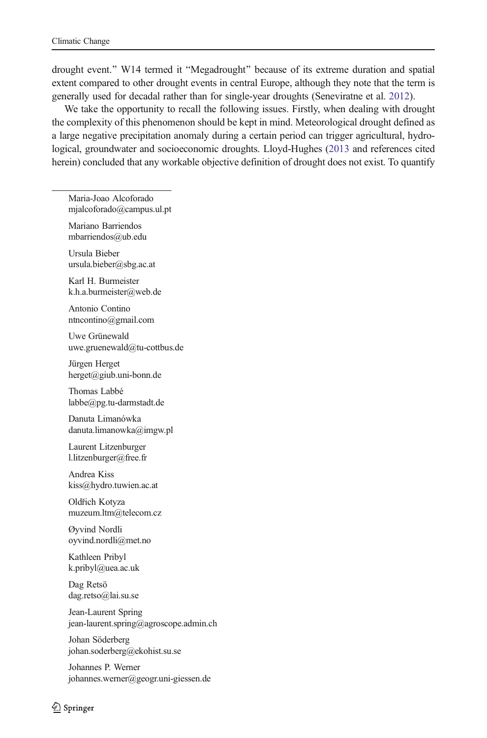drought event." W14 termed it "Megadrought" because of its extreme duration and spatial extent compared to other drought events in central Europe, although they note that the term is generally used for decadal rather than for single-year droughts (Seneviratne et al. 2012).

We take the opportunity to recall the following issues. Firstly, when dealing with drought the complexity of this phenomenon should be kept in mind. Meteorological drought defined as a large negative precipitation anomaly during a certain period can trigger agricultural, hydrological, groundwater and socioeconomic droughts. Lloyd-Hughes (2013 and references cited herein) concluded that any workable objective definition of drought does not exist. To quantify

---

Maria-Joao Alcoforado
mjalcoforado@campus.ul.pt

Mariano Barriendos
mbarriendos@ub.edu

Ursula Bieber
ursula.bieber@sbg.ac.at

Karl H. Burmeister
k.h.a.burmeister@web.de

Antonio Contino
ntncontino@gmail.com

Uwe Grünewald
uwe.gruenewald@tu-cottbus.de

Jürgen Herget
herget@giub.uni-bonn.de

Thomas Labbé
labbe@pg.tu-darmstadt.de

Danuta Limanówka
danuta.limanowka@imgw.pl

Laurent Litzenburger
l.litzenburger@free.fr

Andrea Kiss
kiss@hydro.tuwien.ac.at

Oldřich Kotyza
muzeum.ltm@telecom.cz

Øyvind Nordli
oyvind.nordli@met.no

Kathleen Pribyl
k.pribyl@uea.ac.uk

Dag Retsö
dag.retso@lai.su.se

Jean-Laurent Spring
jean-laurent.spring@agroscope.admin.ch

Johan Söderberg
johan.soderberg@ekohist.su.se

Johannes P. Werner
johannes.werner@geogr.uni-giessen.de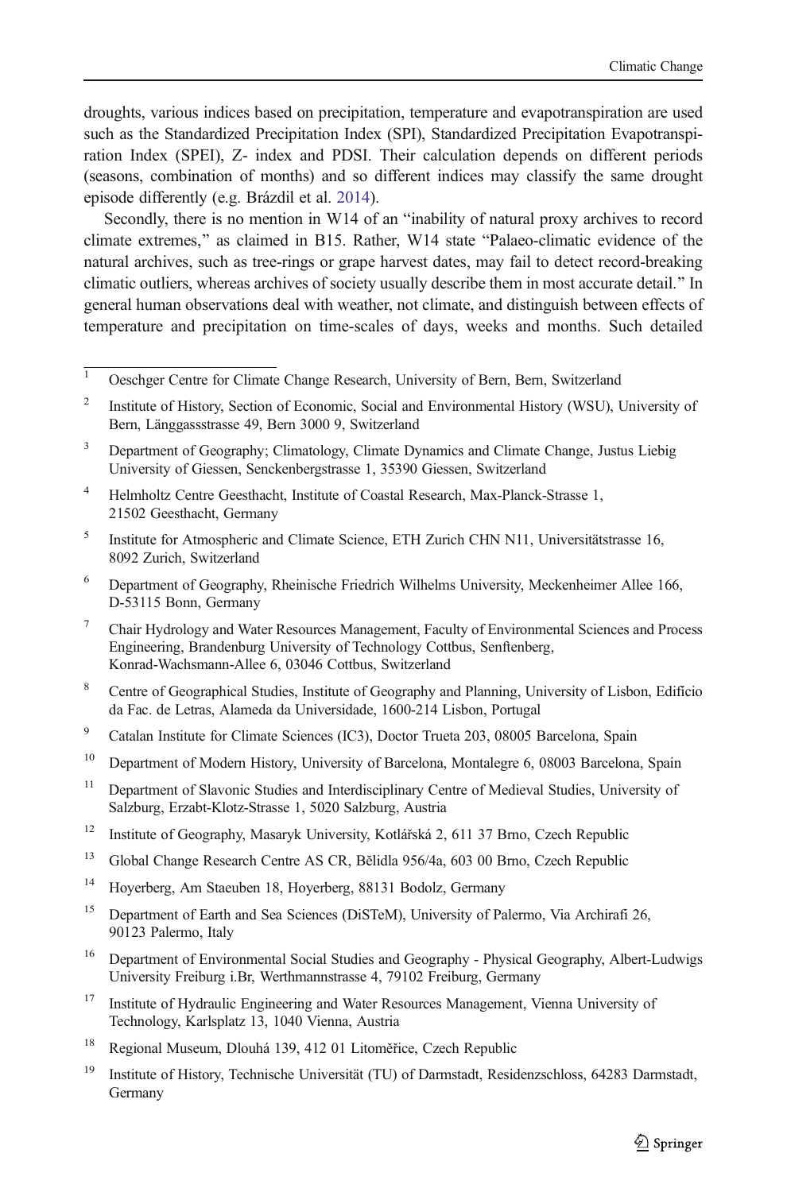droughts, various indices based on precipitation, temperature and evapotranspiration are used such as the Standardized Precipitation Index (SPI), Standardized Precipitation Evapotranspiration Index (SPEI), Z- index and PDSI. Their calculation depends on different periods (seasons, combination of months) and so different indices may classify the same drought episode differently (e.g. Brázdil et al. 2014).

Secondly, there is no mention in W14 of an "inability of natural proxy archives to record climate extremes," as claimed in B15. Rather, W14 state "Palaeo-climatic evidence of the natural archives, such as tree-rings or grape harvest dates, may fail to detect record-breaking climatic outliers, whereas archives of society usually describe them in most accurate detail." In general human observations deal with weather, not climate, and distinguish between effects of temperature and precipitation on time-scales of days, weeks and months. Such detailed

---

[1] Oeschger Centre for Climate Change Research, University of Bern, Bern, Switzerland

[2] Institute of History, Section of Economic, Social and Environmental History (WSU), University of Bern, Länggassstrasse 49, Bern 3000 9, Switzerland

[3] Department of Geography; Climatology, Climate Dynamics and Climate Change, Justus Liebig University of Giessen, Senckenbergstrasse 1, 35390 Giessen, Switzerland

[4] Helmholtz Centre Geesthacht, Institute of Coastal Research, Max-Planck-Strasse 1, 21502 Geesthacht, Germany

[5] Institute for Atmospheric and Climate Science, ETH Zurich CHN N11, Universitätstrasse 16, 8092 Zurich, Switzerland

[6] Department of Geography, Rheinische Friedrich Wilhelms University, Meckenheimer Allee 166, D-53115 Bonn, Germany

[7] Chair Hydrology and Water Resources Management, Faculty of Environmental Sciences and Process Engineering, Brandenburg University of Technology Cottbus, Senftenberg, Konrad-Wachsmann-Allee 6, 03046 Cottbus, Switzerland

[8] Centre of Geographical Studies, Institute of Geography and Planning, University of Lisbon, Edifício da Fac. de Letras, Alameda da Universidade, 1600-214 Lisbon, Portugal

[9] Catalan Institute for Climate Sciences (IC3), Doctor Trueta 203, 08005 Barcelona, Spain

[10] Department of Modern History, University of Barcelona, Montalegre 6, 08003 Barcelona, Spain

[11] Department of Slavonic Studies and Interdisciplinary Centre of Medieval Studies, University of Salzburg, Erzabt-Klotz-Strasse 1, 5020 Salzburg, Austria

[12] Institute of Geography, Masaryk University, Kotlářská 2, 611 37 Brno, Czech Republic

[13] Global Change Research Centre AS CR, Bělidla 956/4a, 603 00 Brno, Czech Republic

[14] Hoyerberg, Am Staeuben 18, Hoyerberg, 88131 Bodolz, Germany

[15] Department of Earth and Sea Sciences (DiSTeM), University of Palermo, Via Archirafi 26, 90123 Palermo, Italy

[16] Department of Environmental Social Studies and Geography - Physical Geography, Albert-Ludwigs University Freiburg i.Br, Werthmannstrasse 4, 79102 Freiburg, Germany

[17] Institute of Hydraulic Engineering and Water Resources Management, Vienna University of Technology, Karlsplatz 13, 1040 Vienna, Austria

[18] Regional Museum, Dlouhá 139, 412 01 Litoměřice, Czech Republic

[19] Institute of History, Technische Universität (TU) of Darmstadt, Residenzschloss, 64283 Darmstadt, Germany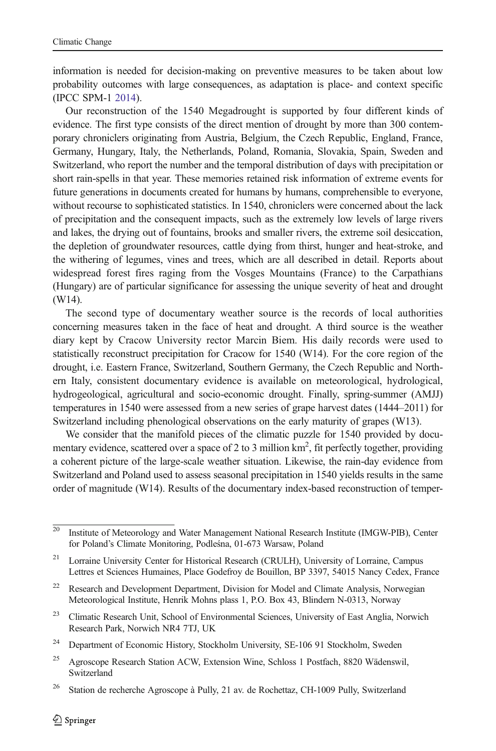information is needed for decision-making on preventive measures to be taken about low probability outcomes with large consequences, as adaptation is place- and context specific (IPCC SPM-1 2014).

Our reconstruction of the 1540 Megadrought is supported by four different kinds of evidence. The first type consists of the direct mention of drought by more than 300 contemporary chroniclers originating from Austria, Belgium, the Czech Republic, England, France, Germany, Hungary, Italy, the Netherlands, Poland, Romania, Slovakia, Spain, Sweden and Switzerland, who report the number and the temporal distribution of days with precipitation or short rain-spells in that year. These memories retained risk information of extreme events for future generations in documents created for humans by humans, comprehensible to everyone, without recourse to sophisticated statistics. In 1540, chroniclers were concerned about the lack of precipitation and the consequent impacts, such as the extremely low levels of large rivers and lakes, the drying out of fountains, brooks and smaller rivers, the extreme soil desiccation, the depletion of groundwater resources, cattle dying from thirst, hunger and heat-stroke, and the withering of legumes, vines and trees, which are all described in detail. Reports about widespread forest fires raging from the Vosges Mountains (France) to the Carpathians (Hungary) are of particular significance for assessing the unique severity of heat and drought (W14).

The second type of documentary weather source is the records of local authorities concerning measures taken in the face of heat and drought. A third source is the weather diary kept by Cracow University rector Marcin Biem. His daily records were used to statistically reconstruct precipitation for Cracow for 1540 (W14). For the core region of the drought, i.e. Eastern France, Switzerland, Southern Germany, the Czech Republic and Northern Italy, consistent documentary evidence is available on meteorological, hydrological, hydrogeological, agricultural and socio-economic drought. Finally, spring-summer (AMJJ) temperatures in 1540 were assessed from a new series of grape harvest dates (1444–2011) for Switzerland including phenological observations on the early maturity of grapes (W13).

We consider that the manifold pieces of the climatic puzzle for 1540 provided by documentary evidence, scattered over a space of 2 to 3 million km$^2$, fit perfectly together, providing a coherent picture of the large-scale weather situation. Likewise, the rain-day evidence from Switzerland and Poland used to assess seasonal precipitation in 1540 yields results in the same order of magnitude (W14). Results of the documentary index-based reconstruction of temper-

[20] Institute of Meteorology and Water Management National Research Institute (IMGW-PIB), Center for Poland's Climate Monitoring, Podleśna, 01-673 Warsaw, Poland

[21] Lorraine University Center for Historical Research (CRULH), University of Lorraine, Campus Lettres et Sciences Humaines, Place Godefroy de Bouillon, BP 3397, 54015 Nancy Cedex, France

[22] Research and Development Department, Division for Model and Climate Analysis, Norwegian Meteorological Institute, Henrik Mohns plass 1, P.O. Box 43, Blindern N-0313, Norway

[23] Climatic Research Unit, School of Environmental Sciences, University of East Anglia, Norwich Research Park, Norwich NR4 7TJ, UK

[24] Department of Economic History, Stockholm University, SE-106 91 Stockholm, Sweden

[25] Agroscope Research Station ACW, Extension Wine, Schloss 1 Postfach, 8820 Wädenswil, Switzerland

[26] Station de recherche Agroscope à Pully, 21 av. de Rochettaz, CH-1009 Pully, Switzerland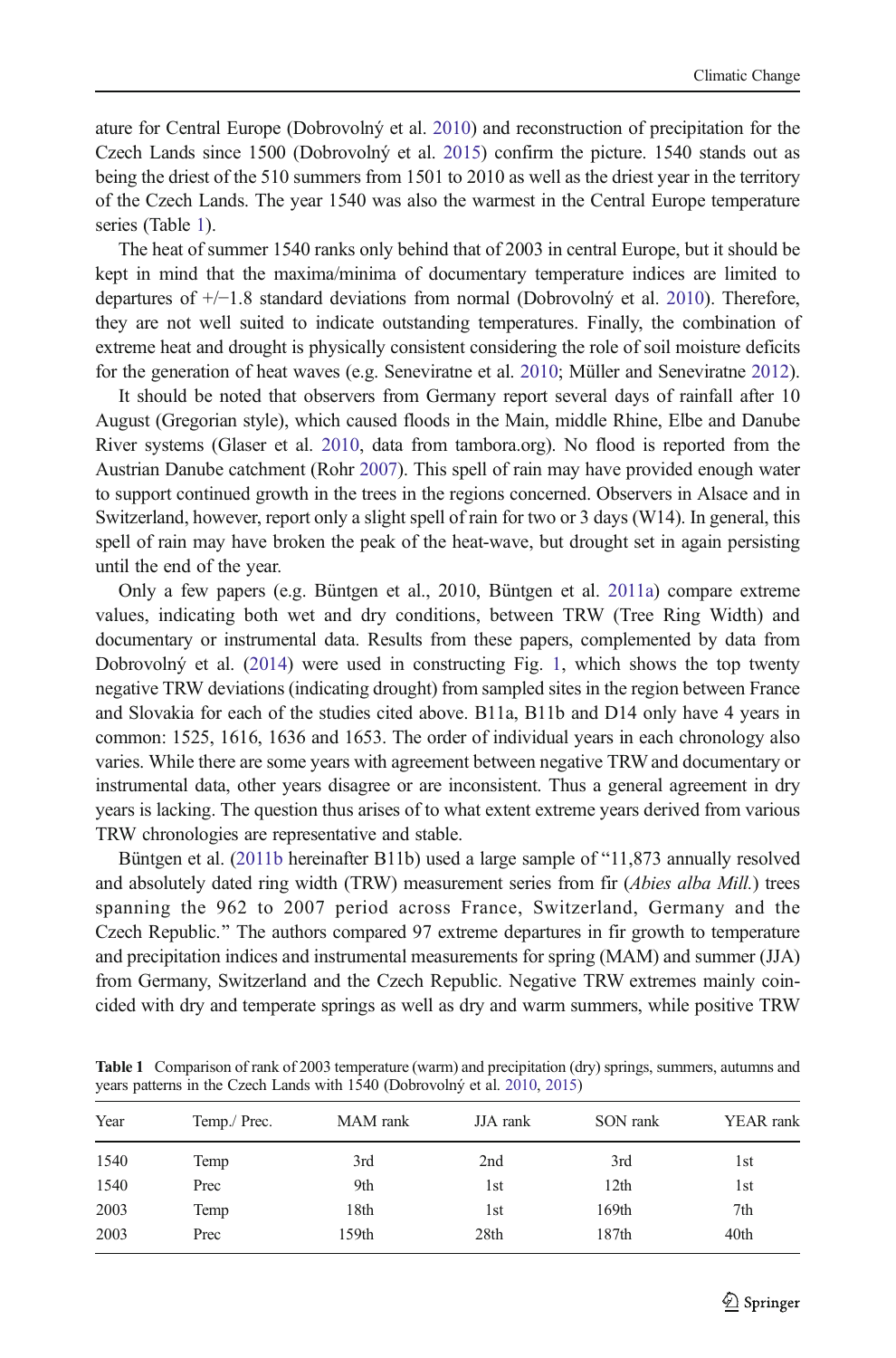ature for Central Europe (Dobrovolný et al. 2010) and reconstruction of precipitation for the Czech Lands since 1500 (Dobrovolný et al. 2015) confirm the picture. 1540 stands out as being the driest of the 510 summers from 1501 to 2010 as well as the driest year in the territory of the Czech Lands. The year 1540 was also the warmest in the Central Europe temperature series (Table 1).

The heat of summer 1540 ranks only behind that of 2003 in central Europe, but it should be kept in mind that the maxima/minima of documentary temperature indices are limited to departures of +/−1.8 standard deviations from normal (Dobrovolný et al. 2010). Therefore, they are not well suited to indicate outstanding temperatures. Finally, the combination of extreme heat and drought is physically consistent considering the role of soil moisture deficits for the generation of heat waves (e.g. Seneviratne et al. 2010; Müller and Seneviratne 2012).

It should be noted that observers from Germany report several days of rainfall after 10 August (Gregorian style), which caused floods in the Main, middle Rhine, Elbe and Danube River systems (Glaser et al. 2010, data from tambora.org). No flood is reported from the Austrian Danube catchment (Rohr 2007). This spell of rain may have provided enough water to support continued growth in the trees in the regions concerned. Observers in Alsace and in Switzerland, however, report only a slight spell of rain for two or 3 days (W14). In general, this spell of rain may have broken the peak of the heat-wave, but drought set in again persisting until the end of the year.

Only a few papers (e.g. Büntgen et al., 2010, Büntgen et al. 2011a) compare extreme values, indicating both wet and dry conditions, between TRW (Tree Ring Width) and documentary or instrumental data. Results from these papers, complemented by data from Dobrovolný et al. (2014) were used in constructing Fig. 1, which shows the top twenty negative TRW deviations (indicating drought) from sampled sites in the region between France and Slovakia for each of the studies cited above. B11a, B11b and D14 only have 4 years in common: 1525, 1616, 1636 and 1653. The order of individual years in each chronology also varies. While there are some years with agreement between negative TRW and documentary or instrumental data, other years disagree or are inconsistent. Thus a general agreement in dry years is lacking. The question thus arises of to what extent extreme years derived from various TRW chronologies are representative and stable.

Büntgen et al. (2011b hereinafter B11b) used a large sample of "11,873 annually resolved and absolutely dated ring width (TRW) measurement series from fir (*Abies alba Mill.*) trees spanning the 962 to 2007 period across France, Switzerland, Germany and the Czech Republic." The authors compared 97 extreme departures in fir growth to temperature and precipitation indices and instrumental measurements for spring (MAM) and summer (JJA) from Germany, Switzerland and the Czech Republic. Negative TRW extremes mainly coincided with dry and temperate springs as well as dry and warm summers, while positive TRW

**Table 1** Comparison of rank of 2003 temperature (warm) and precipitation (dry) springs, summers, autumns and years patterns in the Czech Lands with 1540 (Dobrovolný et al. 2010, 2015)

| Year | Temp./ Prec. | MAM rank | JJA rank | SON rank | YEAR rank |
|---|---|---|---|---|---|
| 1540 | Temp | 3rd | 2nd | 3rd | 1st |
| 1540 | Prec | 9th | 1st | 12th | 1st |
| 2003 | Temp | 18th | 1st | 169th | 7th |
| 2003 | Prec | 159th | 28th | 187th | 40th |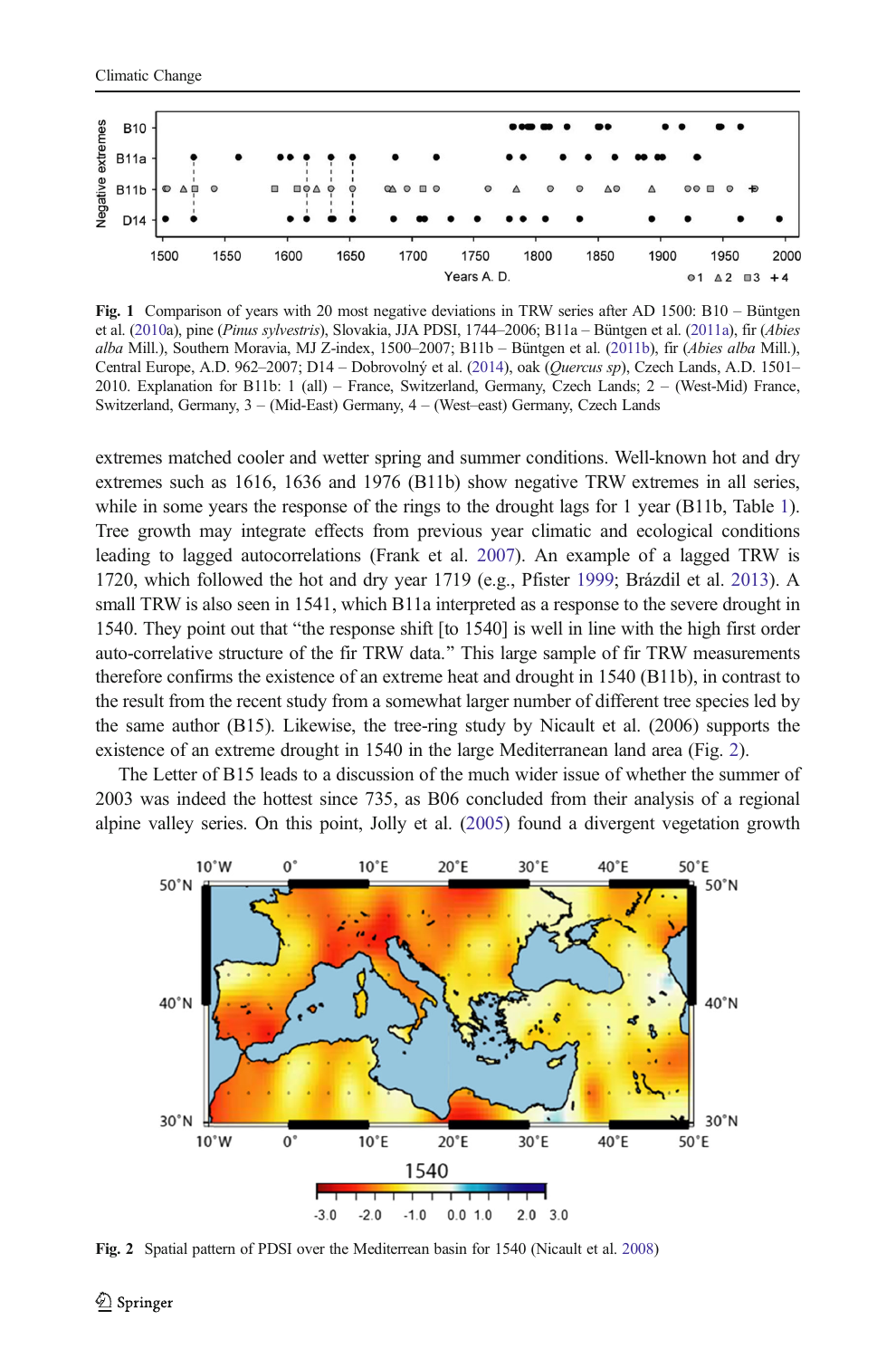Negative extremes

B10

B11a

B11b

D14

1500 1550 1600 1650 1700 1750 1800 1850 1900 1950 2000

Years A. D.

○1 △2 □3 +4

**Fig. 1** Comparison of years with 20 most negative deviations in TRW series after AD 1500: B10 – Büntgen et al. (2010a), pine (*Pinus sylvestris*), Slovakia, JJA PDSI, 1744–2006; B11a – Büntgen et al. (2011a), fir (*Abies alba* Mill.), Southern Moravia, MJ Z-index, 1500–2007; B11b – Büntgen et al. (2011b), fir (*Abies alba* Mill.), Central Europe, A.D. 962–2007; D14 – Dobrovolný et al. (2014), oak (*Quercus sp*), Czech Lands, A.D. 1501–2010. Explanation for B11b: 1 (all) – France, Switzerland, Germany, Czech Lands; 2 – (West-Mid) France, Switzerland, Germany, 3 – (Mid-East) Germany, 4 – (West–east) Germany, Czech Lands

extremes matched cooler and wetter spring and summer conditions. Well-known hot and dry extremes such as 1616, 1636 and 1976 (B11b) show negative TRW extremes in all series, while in some years the response of the rings to the drought lags for 1 year (B11b, Table 1). Tree growth may integrate effects from previous year climatic and ecological conditions leading to lagged autocorrelations (Frank et al. 2007). An example of a lagged TRW is 1720, which followed the hot and dry year 1719 (e.g., Pfister 1999; Brázdil et al. 2013). A small TRW is also seen in 1541, which B11a interpreted as a response to the severe drought in 1540. They point out that "the response shift [to 1540] is well in line with the high first order auto-correlative structure of the fir TRW data." This large sample of fir TRW measurements therefore confirms the existence of an extreme heat and drought in 1540 (B11b), in contrast to the result from the recent study from a somewhat larger number of different tree species led by the same author (B15). Likewise, the tree-ring study by Nicault et al. (2006) supports the existence of an extreme drought in 1540 in the large Mediterranean land area (Fig. 2).

The Letter of B15 leads to a discussion of the much wider issue of whether the summer of 2003 was indeed the hottest since 735, as B06 concluded from their analysis of a regional alpine valley series. On this point, Jolly et al. (2005) found a divergent vegetation growth

10°W 0° 10°E 20°E 30°E 40°E 50°E

50°N 40°N 30°N

1540

-3.0 -2.0 -1.0 0.0 1.0 2.0 3.0

**Fig. 2** Spatial pattern of PDSI over the Mediterrean basin for 1540 (Nicault et al. 2008)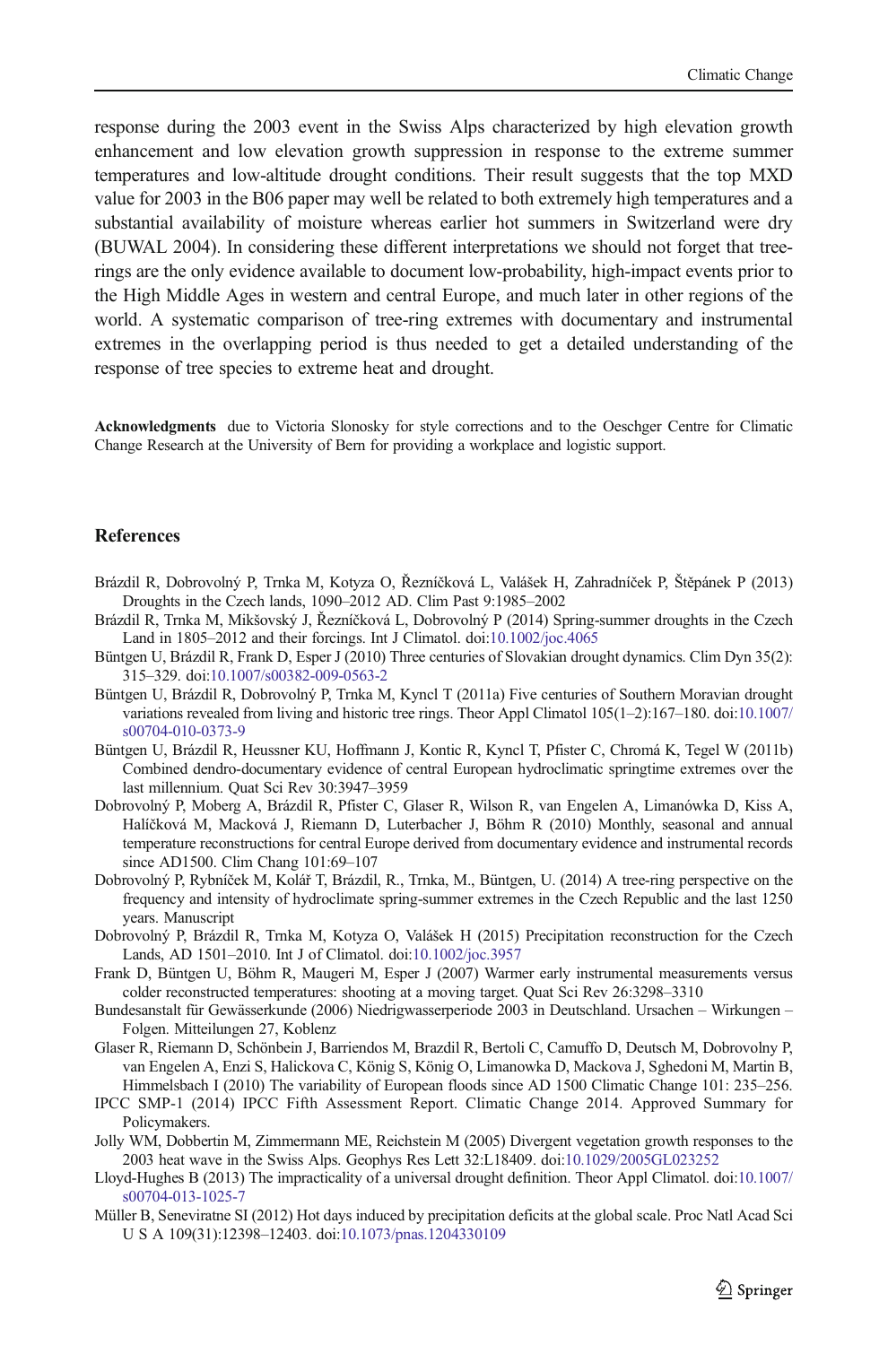response during the 2003 event in the Swiss Alps characterized by high elevation growth enhancement and low elevation growth suppression in response to the extreme summer temperatures and low-altitude drought conditions. Their result suggests that the top MXD value for 2003 in the B06 paper may well be related to both extremely high temperatures and a substantial availability of moisture whereas earlier hot summers in Switzerland were dry (BUWAL 2004). In considering these different interpretations we should not forget that tree-rings are the only evidence available to document low-probability, high-impact events prior to the High Middle Ages in western and central Europe, and much later in other regions of the world. A systematic comparison of tree-ring extremes with documentary and instrumental extremes in the overlapping period is thus needed to get a detailed understanding of the response of tree species to extreme heat and drought.

**Acknowledgments** due to Victoria Slonosky for style corrections and to the Oeschger Centre for Climatic Change Research at the University of Bern for providing a workplace and logistic support.

## References

Brázdil R, Dobrovolný P, Trnka M, Kotyza O, Řezníčková L, Valášek H, Zahradníček P, Štěpánek P (2013) Droughts in the Czech lands, 1090–2012 AD. Clim Past 9:1985–2002

Brázdil R, Trnka M, Mikšovský J, Řezníčková L, Dobrovolný P (2014) Spring-summer droughts in the Czech Land in 1805–2012 and their forcings. Int J Climatol. doi:10.1002/joc.4065

Büntgen U, Brázdil R, Frank D, Esper J (2010) Three centuries of Slovakian drought dynamics. Clim Dyn 35(2): 315–329. doi:10.1007/s00382-009-0563-2

Büntgen U, Brázdil R, Dobrovolný P, Trnka M, Kyncl T (2011a) Five centuries of Southern Moravian drought variations revealed from living and historic tree rings. Theor Appl Climatol 105(1–2):167–180. doi:10.1007/s00704-010-0373-9

Büntgen U, Brázdil R, Heussner KU, Hoffmann J, Kontic R, Kyncl T, Pfister C, Chromá K, Tegel W (2011b) Combined dendro-documentary evidence of central European hydroclimatic springtime extremes over the last millennium. Quat Sci Rev 30:3947–3959

Dobrovolný P, Moberg A, Brázdil R, Pfister C, Glaser R, Wilson R, van Engelen A, Limanówka D, Kiss A, Halíčková M, Macková J, Riemann D, Luterbacher J, Böhm R (2010) Monthly, seasonal and annual temperature reconstructions for central Europe derived from documentary evidence and instrumental records since AD1500. Clim Chang 101:69–107

Dobrovolný P, Rybníček M, Kolář T, Brázdil, R., Trnka, M., Büntgen, U. (2014) A tree-ring perspective on the frequency and intensity of hydroclimate spring-summer extremes in the Czech Republic and the last 1250 years. Manuscript

Dobrovolný P, Brázdil R, Trnka M, Kotyza O, Valášek H (2015) Precipitation reconstruction for the Czech Lands, AD 1501–2010. Int J of Climatol. doi:10.1002/joc.3957

Frank D, Büntgen U, Böhm R, Maugeri M, Esper J (2007) Warmer early instrumental measurements versus colder reconstructed temperatures: shooting at a moving target. Quat Sci Rev 26:3298–3310

Bundesanstalt für Gewässerkunde (2006) Niedrigwasserperiode 2003 in Deutschland. Ursachen – Wirkungen – Folgen. Mitteilungen 27, Koblenz

Glaser R, Riemann D, Schönbein J, Barriendos M, Brazdil R, Bertoli C, Camuffo D, Deutsch M, Dobrovolny P, van Engelen A, Enzi S, Halickova C, König S, König O, Limanowka D, Mackova J, Sghedoni M, Martin B, Himmelsbach I (2010) The variability of European floods since AD 1500 Climatic Change 101: 235–256.

IPCC SMP-1 (2014) IPCC Fifth Assessment Report. Climatic Change 2014. Approved Summary for Policymakers.

Jolly WM, Dobbertin M, Zimmermann ME, Reichstein M (2005) Divergent vegetation growth responses to the 2003 heat wave in the Swiss Alps. Geophys Res Lett 32:L18409. doi:10.1029/2005GL023252

Lloyd-Hughes B (2013) The impracticality of a universal drought definition. Theor Appl Climatol. doi:10.1007/s00704-013-1025-7

Müller B, Seneviratne SI (2012) Hot days induced by precipitation deficits at the global scale. Proc Natl Acad Sci U S A 109(31):12398–12403. doi:10.1073/pnas.1204330109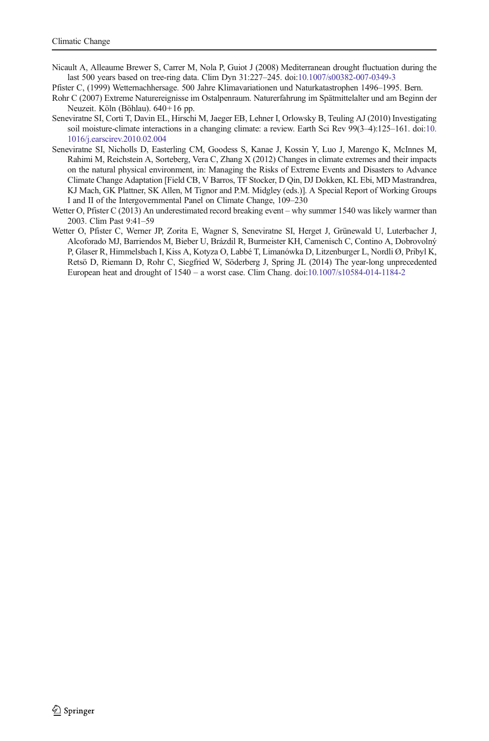Nicault A, Alleaume Brewer S, Carrer M, Nola P, Guiot J (2008) Mediterranean drought fluctuation during the last 500 years based on tree-ring data. Clim Dyn 31:227–245. doi:10.1007/s00382-007-0349-3

Pfister C, (1999) Wetternachhersage. 500 Jahre Klimavariationen und Naturkatastrophen 1496–1995. Bern.

Rohr C (2007) Extreme Naturereignisse im Ostalpenraum. Naturerfahrung im Spätmittelalter und am Beginn der Neuzeit. Köln (Böhlau). 640+16 pp.

Seneviratne SI, Corti T, Davin EL, Hirschi M, Jaeger EB, Lehner I, Orlowsky B, Teuling AJ (2010) Investigating soil moisture-climate interactions in a changing climate: a review. Earth Sci Rev 99(3–4):125–161. doi:10.1016/j.earscirev.2010.02.004

Seneviratne SI, Nicholls D, Easterling CM, Goodess S, Kanae J, Kossin Y, Luo J, Marengo K, McInnes M, Rahimi M, Reichstein A, Sorteberg, Vera C, Zhang X (2012) Changes in climate extremes and their impacts on the natural physical environment, in: Managing the Risks of Extreme Events and Disasters to Advance Climate Change Adaptation [Field CB, V Barros, TF Stocker, D Qin, DJ Dokken, KL Ebi, MD Mastrandrea, KJ Mach, GK Plattner, SK Allen, M Tignor and P.M. Midgley (eds.)]. A Special Report of Working Groups I and II of the Intergovernmental Panel on Climate Change, 109–230

Wetter O, Pfister C (2013) An underestimated record breaking event – why summer 1540 was likely warmer than 2003. Clim Past 9:41–59

Wetter O, Pfister C, Werner JP, Zorita E, Wagner S, Seneviratne SI, Herget J, Grünewald U, Luterbacher J, Alcoforado MJ, Barriendos M, Bieber U, Brázdil R, Burmeister KH, Camenisch C, Contino A, Dobrovolný P, Glaser R, Himmelsbach I, Kiss A, Kotyza O, Labbé T, Limanówka D, Litzenburger L, Nordli Ø, Pribyl K, Retsö D, Riemann D, Rohr C, Siegfried W, Söderberg J, Spring JL (2014) The year-long unprecedented European heat and drought of 1540 – a worst case. Clim Chang. doi:10.1007/s10584-014-1184-2